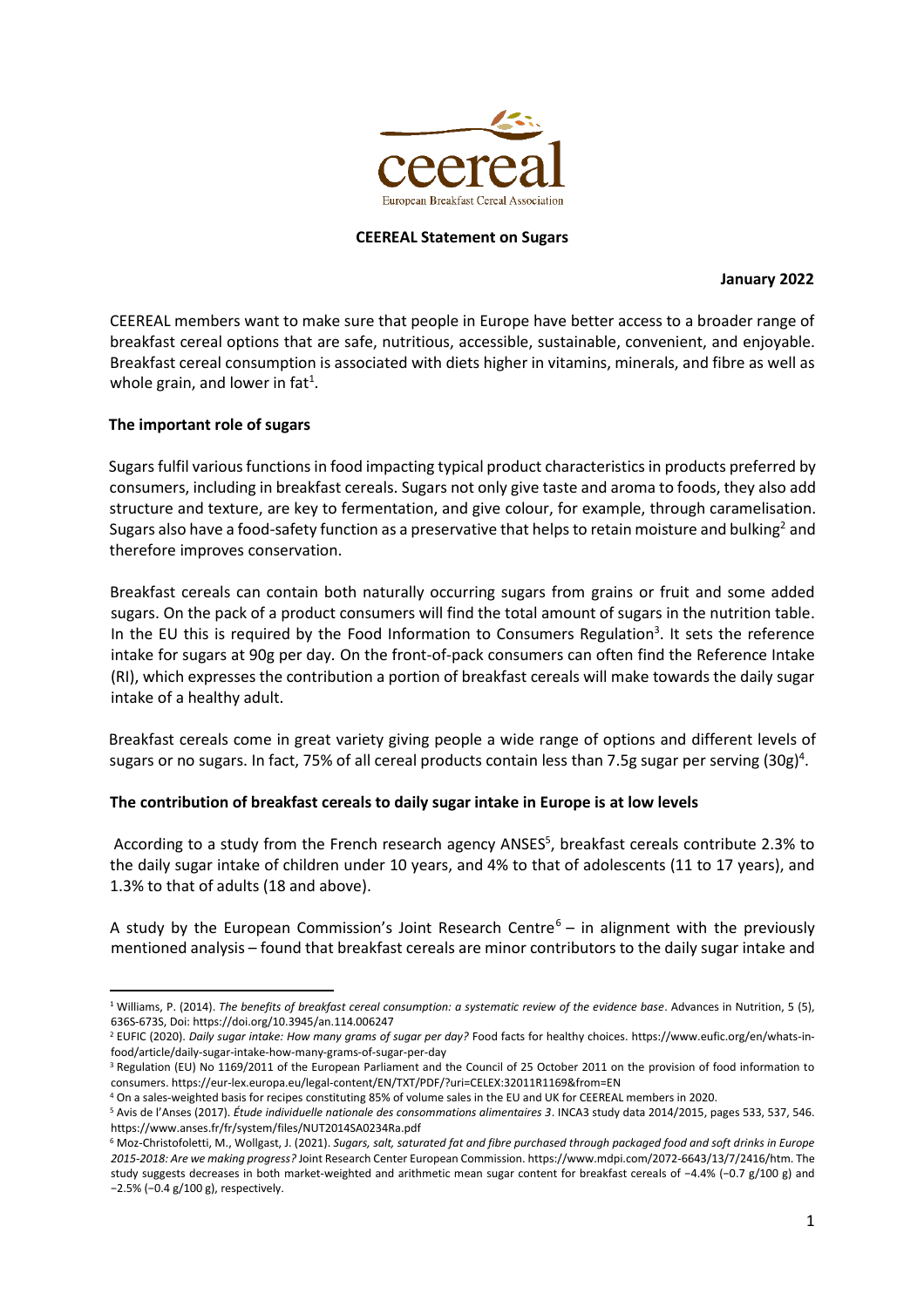ceereal

European Breakfast Cereal Association

**CEEREAL Statement on Sugars**

**January 2022**

CEEREAL members want to make sure that people in Europe have better access to a broader range of breakfast cereal options that are safe, nutritious, accessible, sustainable, convenient, and enjoyable. Breakfast cereal consumption is associated with diets higher in vitamins, minerals, and fibre as well as whole grain, and lower in fat[1].

## The important role of sugars

Sugars fulfil various functions in food impacting typical product characteristics in products preferred by consumers, including in breakfast cereals. Sugars not only give taste and aroma to foods, they also add structure and texture, are key to fermentation, and give colour, for example, through caramelisation. Sugars also have a food-safety function as a preservative that helps to retain moisture and bulking[2] and therefore improves conservation.

Breakfast cereals can contain both naturally occurring sugars from grains or fruit and some added sugars. On the pack of a product consumers will find the total amount of sugars in the nutrition table. In the EU this is required by the Food Information to Consumers Regulation[3]. It sets the reference intake for sugars at 90g per day. On the front-of-pack consumers can often find the Reference Intake (RI), which expresses the contribution a portion of breakfast cereals will make towards the daily sugar intake of a healthy adult.

Breakfast cereals come in great variety giving people a wide range of options and different levels of sugars or no sugars. In fact, 75% of all cereal products contain less than 7.5g sugar per serving (30g)[4].

## The contribution of breakfast cereals to daily sugar intake in Europe is at low levels

According to a study from the French research agency ANSES[5], breakfast cereals contribute 2.3% to the daily sugar intake of children under 10 years, and 4% to that of adolescents (11 to 17 years), and 1.3% to that of adults (18 and above).

A study by the European Commission's Joint Research Centre[6] – in alignment with the previously mentioned analysis – found that breakfast cereals are minor contributors to the daily sugar intake and

---

[1] Williams, P. (2014). *The benefits of breakfast cereal consumption: a systematic review of the evidence base*. Advances in Nutrition, 5 (5), 636S-673S, Doi: https://doi.org/10.3945/an.114.006247

[2] EUFIC (2020). *Daily sugar intake: How many grams of sugar per day?* Food facts for healthy choices. https://www.eufic.org/en/whats-in-food/article/daily-sugar-intake-how-many-grams-of-sugar-per-day

[3] Regulation (EU) No 1169/2011 of the European Parliament and the Council of 25 October 2011 on the provision of food information to consumers. https://eur-lex.europa.eu/legal-content/EN/TXT/PDF/?uri=CELEX:32011R1169&from=EN

[4] On a sales-weighted basis for recipes constituting 85% of volume sales in the EU and UK for CEEREAL members in 2020.

[5] Avis de l'Anses (2017). *Étude individuelle nationale des consommations alimentaires 3*. INCA3 study data 2014/2015, pages 533, 537, 546. https://www.anses.fr/fr/system/files/NUT2014SA0234Ra.pdf

[6] Moz-Christofoletti, M., Wollgast, J. (2021). *Sugars, salt, saturated fat and fibre purchased through packaged food and soft drinks in Europe 2015-2018: Are we making progress?* Joint Research Center European Commission. https://www.mdpi.com/2072-6643/13/7/2416/htm. The study suggests decreases in both market-weighted and arithmetic mean sugar content for breakfast cereals of −4.4% (−0.7 g/100 g) and −2.5% (−0.4 g/100 g), respectively.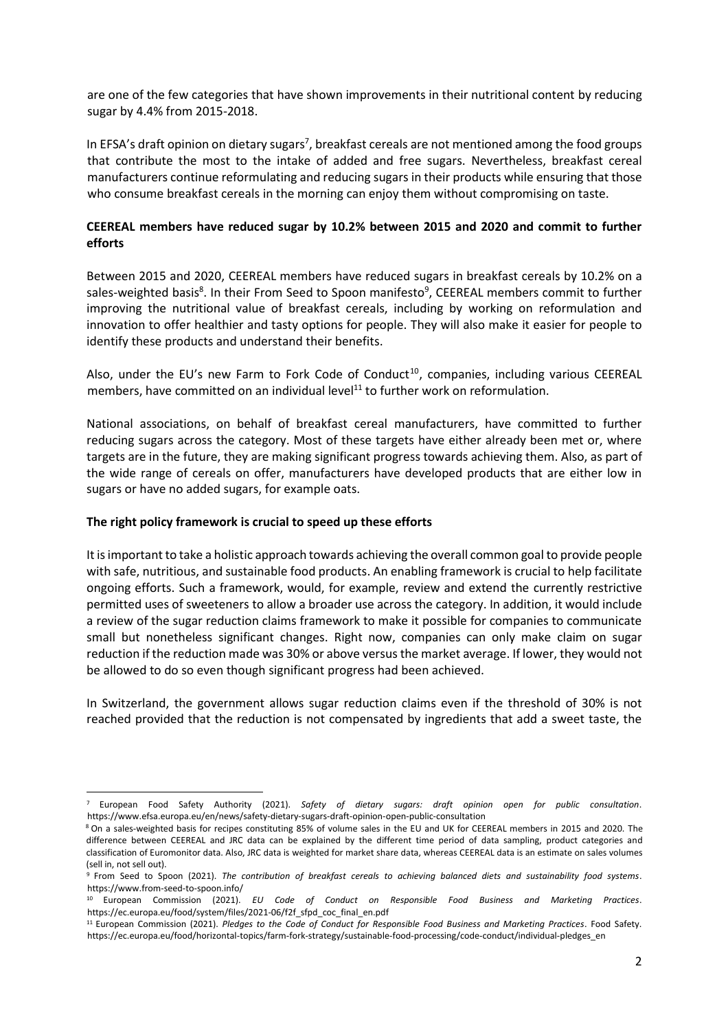are one of the few categories that have shown improvements in their nutritional content by reducing sugar by 4.4% from 2015-2018.

In EFSA's draft opinion on dietary sugars[7], breakfast cereals are not mentioned among the food groups that contribute the most to the intake of added and free sugars. Nevertheless, breakfast cereal manufacturers continue reformulating and reducing sugars in their products while ensuring that those who consume breakfast cereals in the morning can enjoy them without compromising on taste.

**CEEREAL members have reduced sugar by 10.2% between 2015 and 2020 and commit to further efforts**

Between 2015 and 2020, CEEREAL members have reduced sugars in breakfast cereals by 10.2% on a sales-weighted basis[8]. In their From Seed to Spoon manifesto[9], CEEREAL members commit to further improving the nutritional value of breakfast cereals, including by working on reformulation and innovation to offer healthier and tasty options for people. They will also make it easier for people to identify these products and understand their benefits.

Also, under the EU's new Farm to Fork Code of Conduct[10], companies, including various CEEREAL members, have committed on an individual level[11] to further work on reformulation.

National associations, on behalf of breakfast cereal manufacturers, have committed to further reducing sugars across the category. Most of these targets have either already been met or, where targets are in the future, they are making significant progress towards achieving them. Also, as part of the wide range of cereals on offer, manufacturers have developed products that are either low in sugars or have no added sugars, for example oats.

**The right policy framework is crucial to speed up these efforts**

It is important to take a holistic approach towards achieving the overall common goal to provide people with safe, nutritious, and sustainable food products. An enabling framework is crucial to help facilitate ongoing efforts. Such a framework, would, for example, review and extend the currently restrictive permitted uses of sweeteners to allow a broader use across the category. In addition, it would include a review of the sugar reduction claims framework to make it possible for companies to communicate small but nonetheless significant changes. Right now, companies can only make claim on sugar reduction if the reduction made was 30% or above versus the market average. If lower, they would not be allowed to do so even though significant progress had been achieved.

In Switzerland, the government allows sugar reduction claims even if the threshold of 30% is not reached provided that the reduction is not compensated by ingredients that add a sweet taste, the

---

[7] European Food Safety Authority (2021). *Safety of dietary sugars: draft opinion open for public consultation*. https://www.efsa.europa.eu/en/news/safety-dietary-sugars-draft-opinion-open-public-consultation

[8] On a sales-weighted basis for recipes constituting 85% of volume sales in the EU and UK for CEEREAL members in 2015 and 2020. The difference between CEEREAL and JRC data can be explained by the different time period of data sampling, product categories and classification of Euromonitor data. Also, JRC data is weighted for market share data, whereas CEEREAL data is an estimate on sales volumes (sell in, not sell out).

[9] From Seed to Spoon (2021). *The contribution of breakfast cereals to achieving balanced diets and sustainability food systems*. https://www.from-seed-to-spoon.info/

[10] European Commission (2021). *EU Code of Conduct on Responsible Food Business and Marketing Practices*. https://ec.europa.eu/food/system/files/2021-06/f2f_sfpd_coc_final_en.pdf

[11] European Commission (2021). *Pledges to the Code of Conduct for Responsible Food Business and Marketing Practices*. Food Safety. https://ec.europa.eu/food/horizontal-topics/farm-fork-strategy/sustainable-food-processing/code-conduct/individual-pledges_en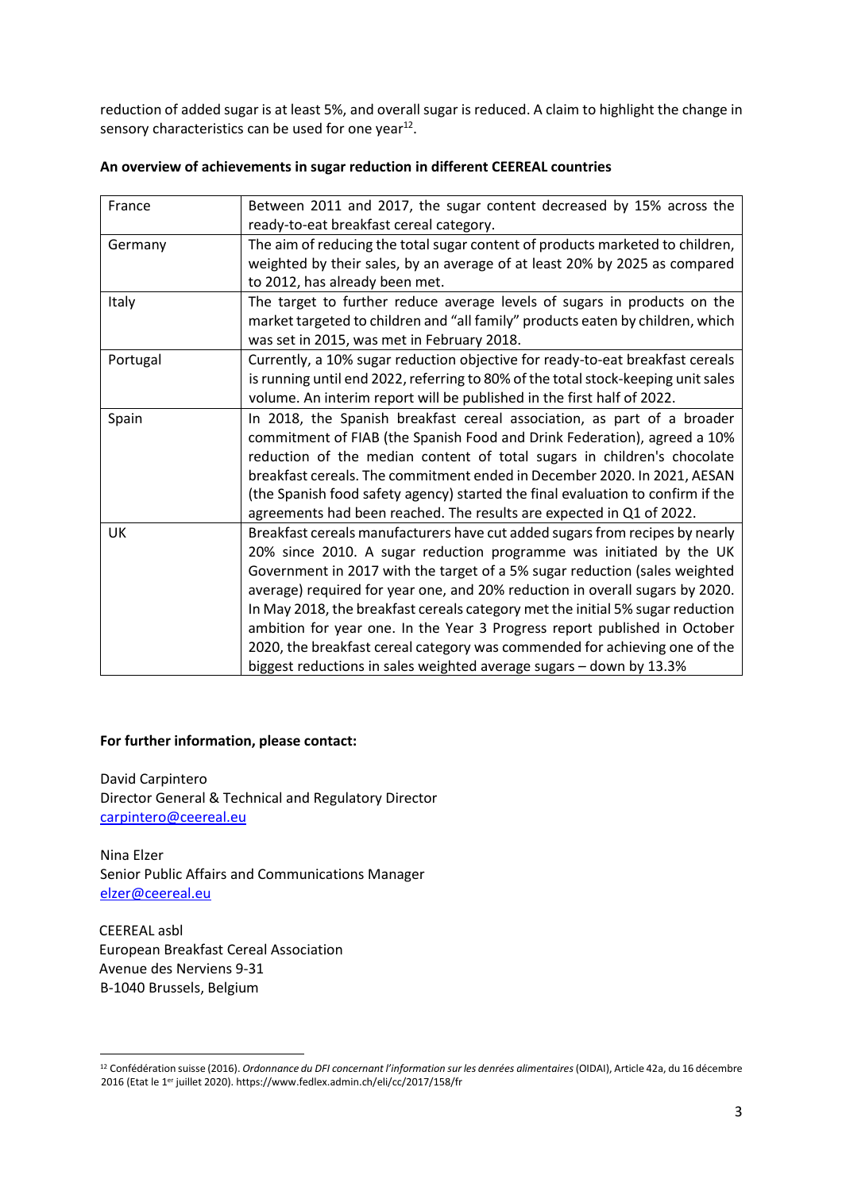reduction of added sugar is at least 5%, and overall sugar is reduced. A claim to highlight the change in sensory characteristics can be used for one year[12].

**An overview of achievements in sugar reduction in different CEEREAL countries**

| | |
|---|---|
| France | Between 2011 and 2017, the sugar content decreased by 15% across the ready-to-eat breakfast cereal category. |
| Germany | The aim of reducing the total sugar content of products marketed to children, weighted by their sales, by an average of at least 20% by 2025 as compared to 2012, has already been met. |
| Italy | The target to further reduce average levels of sugars in products on the market targeted to children and "all family" products eaten by children, which was set in 2015, was met in February 2018. |
| Portugal | Currently, a 10% sugar reduction objective for ready-to-eat breakfast cereals is running until end 2022, referring to 80% of the total stock-keeping unit sales volume. An interim report will be published in the first half of 2022. |
| Spain | In 2018, the Spanish breakfast cereal association, as part of a broader commitment of FIAB (the Spanish Food and Drink Federation), agreed a 10% reduction of the median content of total sugars in children's chocolate breakfast cereals. The commitment ended in December 2020. In 2021, AESAN (the Spanish food safety agency) started the final evaluation to confirm if the agreements had been reached. The results are expected in Q1 of 2022. |
| UK | Breakfast cereals manufacturers have cut added sugars from recipes by nearly 20% since 2010. A sugar reduction programme was initiated by the UK Government in 2017 with the target of a 5% sugar reduction (sales weighted average) required for year one, and 20% reduction in overall sugars by 2020. In May 2018, the breakfast cereals category met the initial 5% sugar reduction ambition for year one. In the Year 3 Progress report published in October 2020, the breakfast cereal category was commended for achieving one of the biggest reductions in sales weighted average sugars – down by 13.3% |

**For further information, please contact:**

David Carpintero
Director General & Technical and Regulatory Director
carpintero@ceereal.eu

Nina Elzer
Senior Public Affairs and Communications Manager
elzer@ceereal.eu

CEEREAL asbl
European Breakfast Cereal Association
Avenue des Nerviens 9-31
B-1040 Brussels, Belgium

---

[12] Confédération suisse (2016). *Ordonnance du DFI concernant l'information sur les denrées alimentaires* (OIDAl), Article 42a, du 16 décembre 2016 (Etat le 1er juillet 2020). https://www.fedlex.admin.ch/eli/cc/2017/158/fr